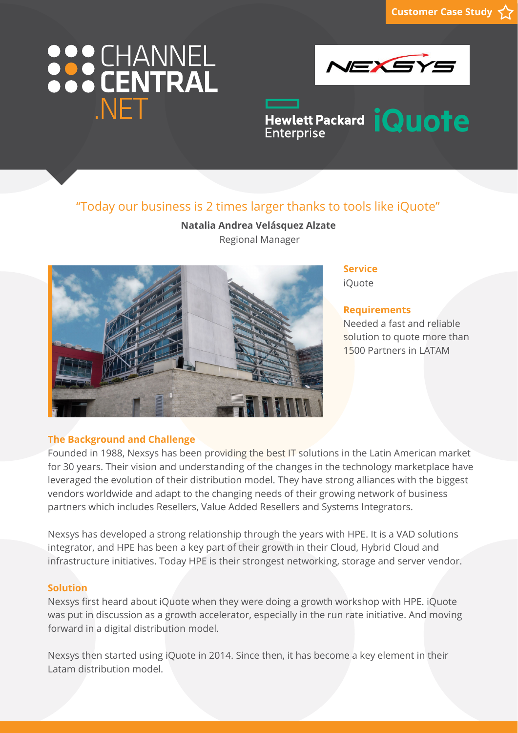Customer Case Study

CHANNEL CENTRAL .NET

NEXSYS

Hewlett Packard Enterprise iQuote

"Today our business is 2 times larger thanks to tools like iQuote"

**Natalia Andrea Velásquez Alzate**
Regional Manager

### Service

iQuote

### Requirements

Needed a fast and reliable solution to quote more than 1500 Partners in LATAM

### The Background and Challenge

Founded in 1988, Nexsys has been providing the best IT solutions in the Latin American market for 30 years. Their vision and understanding of the changes in the technology marketplace have leveraged the evolution of their distribution model. They have strong alliances with the biggest vendors worldwide and adapt to the changing needs of their growing network of business partners which includes Resellers, Value Added Resellers and Systems Integrators.

Nexsys has developed a strong relationship through the years with HPE. It is a VAD solutions integrator, and HPE has been a key part of their growth in their Cloud, Hybrid Cloud and infrastructure initiatives. Today HPE is their strongest networking, storage and server vendor.

### Solution

Nexsys first heard about iQuote when they were doing a growth workshop with HPE. iQuote was put in discussion as a growth accelerator, especially in the run rate initiative. And moving forward in a digital distribution model.

Nexsys then started using iQuote in 2014. Since then, it has become a key element in their Latam distribution model.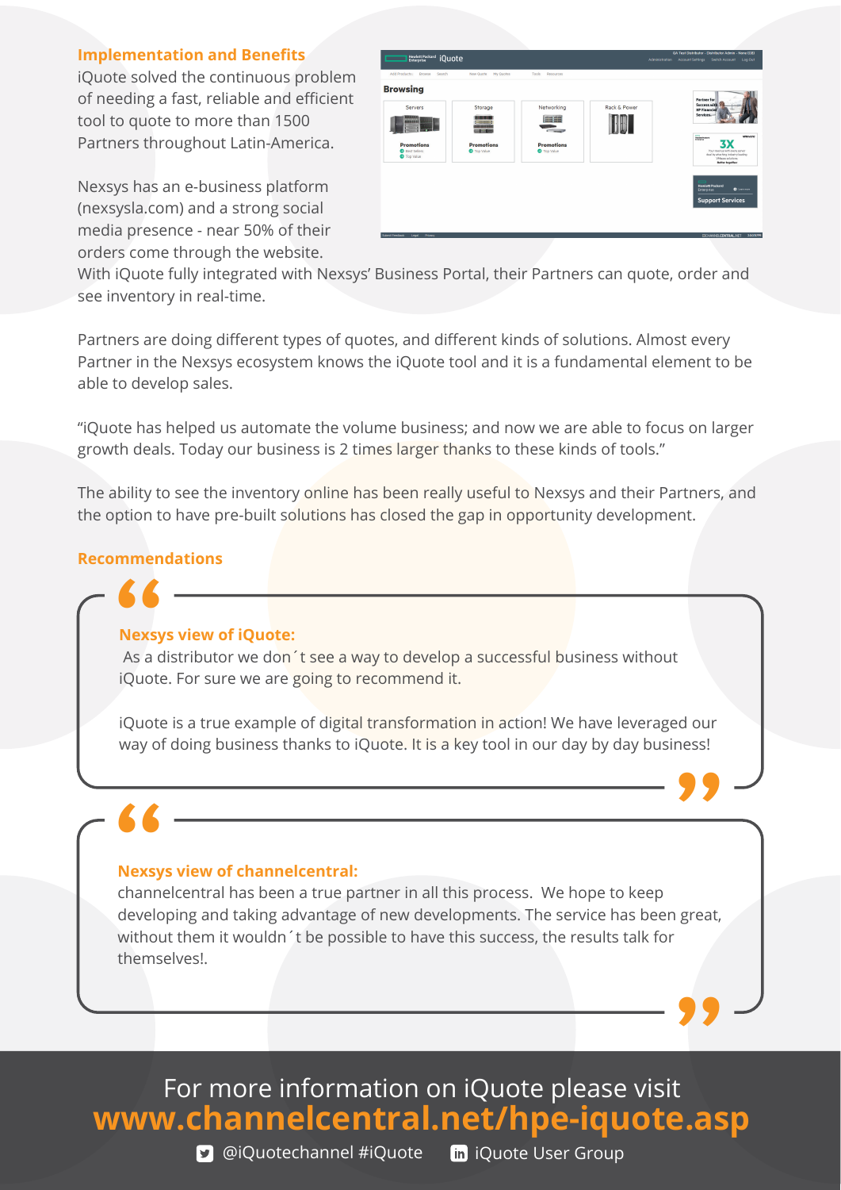## Implementation and Benefits

iQuote solved the continuous problem of needing a fast, reliable and efficient tool to quote to more than 1500 Partners throughout Latin-America.

Nexsys has an e-business platform (nexsysla.com) and a strong social media presence - near 50% of their orders come through the website. With iQuote fully integrated with Nexsys' Business Portal, their Partners can quote, order and see inventory in real-time.

Partners are doing different types of quotes, and different kinds of solutions. Almost every Partner in the Nexsys ecosystem knows the iQuote tool and it is a fundamental element to be able to develop sales.

"iQuote has helped us automate the volume business; and now we are able to focus on larger growth deals. Today our business is 2 times larger thanks to these kinds of tools."

The ability to see the inventory online has been really useful to Nexsys and their Partners, and the option to have pre-built solutions has closed the gap in opportunity development.

## Recommendations

> **Nexsys view of iQuote:**
>
> As a distributor we don´t see a way to develop a successful business without iQuote. For sure we are going to recommend it.
>
> iQuote is a true example of digital transformation in action! We have leveraged our way of doing business thanks to iQuote. It is a key tool in our day by day business!

> **Nexsys view of channelcentral:**
>
> channelcentral has been a true partner in all this process. We hope to keep developing and taking advantage of new developments. The service has been great, without them it wouldn´t be possible to have this success, the results talk for themselves!.

For more information on iQuote please visit

**www.channelcentral.net/hpe-iquote.asp**

@iQuotechannel #iQuote iQuote User Group